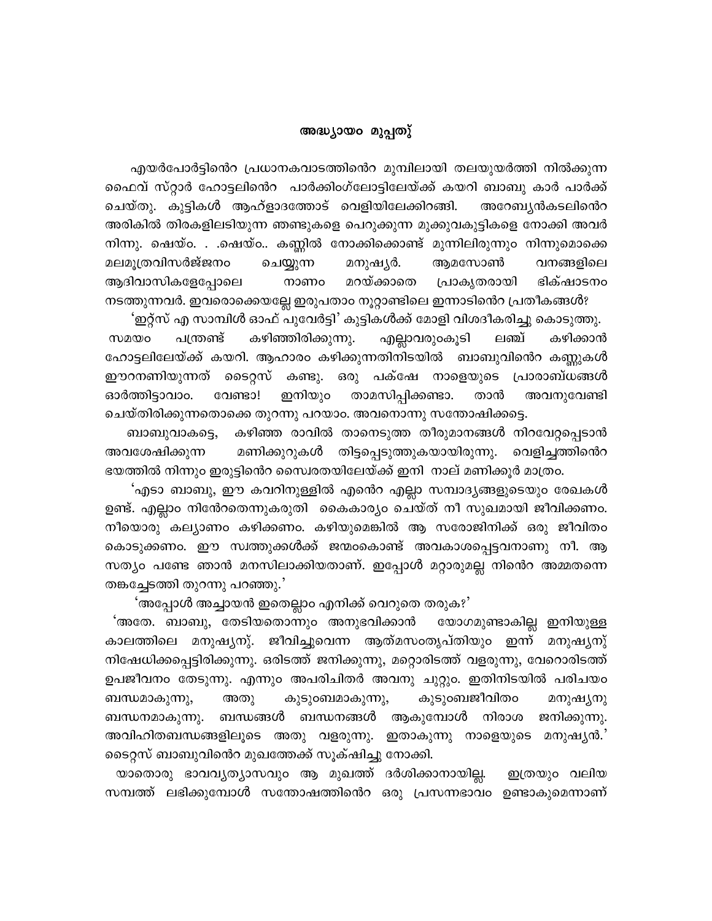## അദ്ധ്യായം മുപ്പതു്

എയർപോർട്ടിന്റെ പ്രധാനകവാടത്തിന്റെ മുമ്പിലായി തലയുയർത്തി നിൽക്കുന്ന ഫൈവ് സ്റ്റാർ ഹോട്ടലിന്റെ പാർക്കിംഗ്‌ലോട്ടിലേയ്ക്ക് കയറി ബാബു കാർ പാർക്ക് ചെയ്തു. കുട്ടികൾ ആഹ്ളാദത്തോട് വെളിയിലേക്കിറങ്ങി. അറേബ്യൻകടലിന്റെ അരികിൽ തിരകളിലടിയുന്ന ഞണ്ടുകളെ പെറുക്കുന്ന മുക്കുവകുട്ടികളെ നോക്കി അവർ നിന്നു. ഷെയിം. . .ഷെയിം.. കണ്ണിൽ നോക്കിക്കൊണ്ട് മുന്നിലിരുന്നും നിന്നുമൊക്കെ മലമൂത്രവിസർജ്ജനം ചെയ്യുന്ന മനുഷ്യർ. ആമസോൺ വനങ്ങളിലെ ആദിവാസികളേപ്പോലെ നാണം മറയ്ക്കാതെ പ്രാകൃതരായി ഭിക്ഷാടനം നടത്തുന്നവർ. ഇവരൊക്കെയല്ലേ ഇരുപതാം നൂറ്റാണ്ടിലെ ഇന്നാടിന്റെ പ്രതീകങ്ങൾ?

'ഇറ്റ്സ് എ സാമ്പിൾ ഓഫ് പുവേർട്ടി' കുട്ടികൾക്ക് മോളി വിശദീകരിച്ചു കൊടുത്തു. സമയം പന്ത്രണ്ട് കഴിഞ്ഞിരിക്കുന്നു. എല്ലാവരുംകൂടി ലഞ്ച് കഴിക്കാൻ ഹോട്ടലിലേയ്ക്ക് കയറി. ആഹാരം കഴിക്കുന്നതിനിടയിൽ ബാബുവിന്റെ കണ്ണുകൾ ഈറനണിയുന്നത് ടൈറ്റസ് കണ്ടു. ഒരു പക്ഷേ നാളെയുടെ പ്രാരാബ്ധങ്ങൾ ഓർത്തിട്ടാവാം. വേണ്ടാ! ഇനിയും താമസിപ്പിക്കണ്ടാ. താൻ അവനുവേണ്ടി ചെയ്തിരിക്കുന്നതൊക്കെ തുറന്നു പറയാം. അവനൊന്നു സന്തോഷിക്കട്ടെ.

ബാബുവാകട്ടെ, കഴിഞ്ഞ രാവിൽ താനെടുത്ത തീരുമാനങ്ങൾ നിറവേറ്റപ്പെടാൻ അവശേഷിക്കുന്ന മണിക്കൂറുകൾ തിട്ടപ്പെടുത്തുകയായിരുന്നു. വെളിച്ചത്തിന്റെ ഭയത്തിൽ നിന്നും ഇരുട്ടിന്റെ സ്വൈരതയിലേയ്ക്ക് ഇനി നാല് മണിക്കൂർ മാത്രം.

'എടാ ബാബു, ഈ കവറിനുള്ളിൽ എന്റെ എല്ലാ സമ്പാദ്യങ്ങളുടെയും രേഖകൾ ഉണ്ട്. എല്ലാം നിൻേറതെന്നുകരുതി കൈകാര്യം ചെയ്ത് നീ സുഖമായി ജീവിക്കണം. നീയൊരു കല്യാണം കഴിക്കണം. കഴിയുമെങ്കിൽ ആ സരോജിനിക്ക് ഒരു ജീവിതം കൊടുക്കണം. ഈ സ്വത്തുക്കൾക്ക് ജന്മംകൊണ്ട് അവകാശപ്പെട്ടവനാണു നീ. ആ സത്യം പണ്ടേ ഞാൻ മനസിലാക്കിയതാണ്. ഇപ്പോൾ മറ്റാരുമല്ല നിന്റെ അമ്മതന്നെ തങ്കച്ചേടത്തി തുറന്നു പറഞ്ഞു.'

'അപ്പോൾ അച്ചായൻ ഇതെല്ലാം എനിക്ക് വെറുതെ തരുക?'

'അതേ. ബാബു, തേടിയതൊന്നും അനുഭവിക്കാൻ യോഗമുണ്ടാകില്ല ഇനിയുള്ള കാലത്തിലെ മനുഷ്യനു്. ജീവിച്ചുവെന്ന ആത്മസംതൃപ്തിയും ഇന്ന് മനുഷ്യനു് നിഷേധിക്കപ്പെട്ടിരിക്കുന്നു. ഒരിടത്ത് ജനിക്കുന്നു, മറ്റൊരിടത്ത് വളരുന്നു, വേറൊരിടത്ത് ഉപജീവനം തേടുന്നു. എന്നും അപരിചിതർ അവനു ചുറ്റും. ഇതിനിടയിൽ പരിചയം ബന്ധമാകുന്നു, അതു കുടുംബമാകുന്നു, കുടുംബജീവിതം മനുഷ്യനു ബന്ധനമാകുന്നു. ബന്ധങ്ങൾ ബന്ധനങ്ങൾ ആകുമ്പോൾ നിരാശ ജനിക്കുന്നു. അവിഹിതബന്ധങ്ങളിലൂടെ അതു വളരുന്നു. ഇതാകുന്നു നാളെയുടെ മനുഷ്യൻ.' ടൈറ്റസ് ബാബുവിന്റെ മുഖത്തേക്ക് സൂക്ഷിച്ചു നോക്കി.

യാതൊരു ഭാവവ്യത്യാസവും ആ മുഖത്ത് ദർശിക്കാനായില്ല. ഇത്രയും വലിയ സമ്പത്ത് ലഭിക്കുമ്പോൾ സന്തോഷത്തിന്റെ ഒരു പ്രസന്നഭാവം ഉണ്ടാകുമെന്നാണ്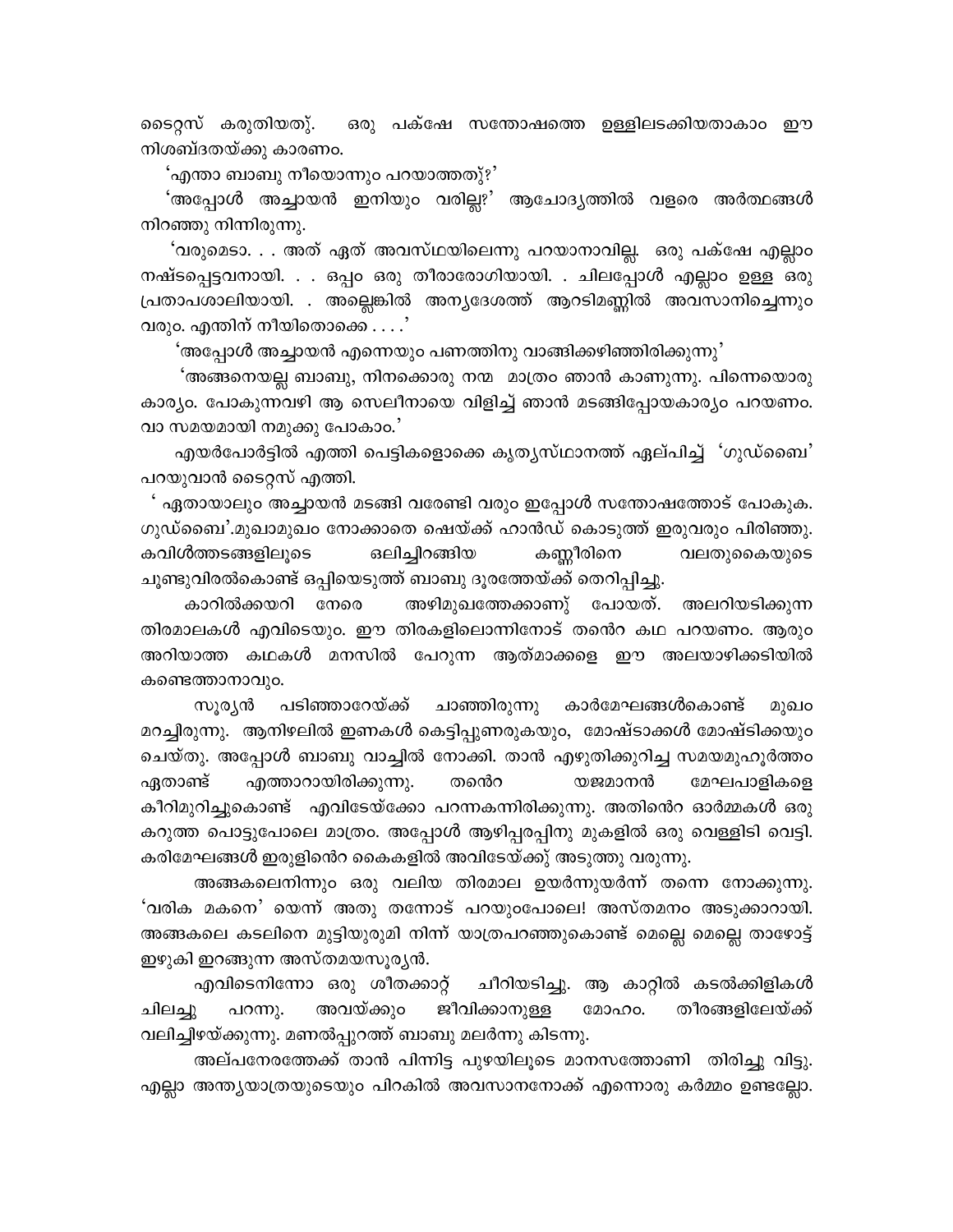ടൈറ്റസ് കരുതിയത്. ഒരു പക്ഷേ സന്തോഷത്തെ ഉള്ളിലടക്കിയതാകാം ഈ നിശബ്ദതയ്ക്കു കാരണം.

'എന്താ ബാബു നീയൊന്നും പറയാത്തത്?'

'അപ്പോൾ അച്ചായൻ ഇനിയും വരില്ല?' ആചോദ്യത്തിൽ വളരെ അർത്ഥങ്ങൾ നിറഞ്ഞു നിന്നിരുന്നു.

'വരുമെടാ. . . അത് ഏത് അവസ്ഥയിലെന്നു പറയാനാവില്ല. ഒരു പക്ഷേ എല്ലാം നഷ്ടപ്പെട്ടവനായി. . . ഒപ്പം ഒരു തീരാരോഗിയായി. . ചിലപ്പോൾ എല്ലാം ഉള്ള ഒരു പ്രതാപശാലിയായി. . അല്ലെങ്കിൽ അന്യദേശത്ത് ആറടിമണ്ണിൽ അവസാനിച്ചെന്നും വരും. എന്തിന് നീയിതൊക്കെ . . . .'

'അപ്പോൾ അച്ചായൻ എന്നെയും പണത്തിനു വാങ്ങിക്കഴിഞ്ഞിരിക്കുന്നു'

'അങ്ങനെയല്ല ബാബു, നിനക്കൊരു നന്മ മാത്രം ഞാൻ കാണുന്നു. പിന്നെയൊരു കാര്യം. പോകുന്നവഴി ആ സെലീനായെ വിളിച്ച് ഞാൻ മടങ്ങിപ്പോയകാര്യം പറയണം. വാ സമയമായി നമുക്കു പോകാം.'

എയർപോർട്ടിൽ എത്തി പെട്ടികളൊക്കെ കൃത്യസ്ഥാനത്ത് ഏല്പിച്ച് 'ഗുഡ്ബൈ' പറയുവാൻ ടൈറ്റസ് എത്തി.

' ഏതായാലും അച്ചായൻ മടങ്ങി വരേണ്ടി വരും ഇപ്പോൾ സന്തോഷത്തോട് പോകുക. ഗുഡ്ബൈ'.മുഖാമുഖം നോക്കാതെ ഷെയ്ക്ക് ഹാൻഡ് കൊടുത്ത് ഇരുവരും പിരിഞ്ഞു. കവിൾത്തടങ്ങളിലൂടെ ഒലിച്ചിറങ്ങിയ കണ്ണീരിനെ വലതുകൈയുടെ ചൂണ്ടുവിരൽകൊണ്ട് ഒപ്പിയെടുത്ത് ബാബു ദൂരത്തേയ്ക്ക് തെറിപ്പിച്ചു.

കാറിൽക്കയറി നേരെ അഴിമുഖത്തേക്കാണ് പോയത്. അലറിയടിക്കുന്ന തിരമാലകൾ എവിടെയും. ഈ തിരകളിലൊന്നിനോട് തന്റെ കഥ പറയണം. ആരും അറിയാത്ത കഥകൾ മനസിൽ പേറുന്ന ആത്മാക്കളെ ഈ അലയാഴിക്കടിയിൽ കണ്ടെത്താനാവും.

സൂര്യൻ പടിഞ്ഞാറേയ്ക്ക് ചാഞ്ഞിരുന്നു കാർമേഘങ്ങൾകൊണ്ട് മുഖം മറച്ചിരുന്നു. ആനിഴലിൽ ഇണകൾ കെട്ടിപ്പുണരുകയും, മോഷ്ടാക്കൾ മോഷ്ടിക്കയും ചെയ്തു. അപ്പോൾ ബാബു വാച്ചിൽ നോക്കി. താൻ എഴുതിക്കുറിച്ച സമയമുഹൂർത്തം ഏതാണ്ട് എത്താറായിരിക്കുന്നു. തന്റെ യജമാനൻ മേഘപാളികളെ കീറിമുറിച്ചുകൊണ്ട് എവിടേയ്ക്കോ പറന്നകന്നിരിക്കുന്നു. അതിന്റെ ഓർമ്മകൾ ഒരു കറുത്ത പൊട്ടുപോലെ മാത്രം. അപ്പോൾ ആഴിപ്പരപ്പിനു മുകളിൽ ഒരു വെള്ളിടി വെട്ടി. കരിമേഘങ്ങൾ ഇരുളിന്റെ കൈകളിൽ അവിടേയ്ക്കു അടുത്തു വരുന്നു.

അങ്ങകലെനിന്നും ഒരു വലിയ തിരമാല ഉയർന്നുയർന്ന് തന്നെ നോക്കുന്നു. 'വരിക മകനെ' യെന്ന് അതു തന്നോട് പറയുംപോലെ! അസ്തമനം അടുക്കാറായി. അങ്ങകലെ കടലിനെ മുട്ടിയുരുമി നിന്ന് യാത്രപറഞ്ഞുകൊണ്ട് മെല്ലെ മെല്ലെ താഴോട്ട് ഇഴുകി ഇറങ്ങുന്ന അസ്തമയസൂര്യൻ.

എവിടെനിന്നോ ഒരു ശീതക്കാറ്റ് ചീറിയടിച്ചു. ആ കാറ്റിൽ കടൽക്കിളികൾ ചിലച്ചു പറന്നു. അവയ്ക്കും ജീവിക്കാനുള്ള മോഹം. തീരങ്ങളിലേയ്ക്ക് വലിച്ചിഴയ്ക്കുന്നു. മണൽപ്പുറത്ത് ബാബു മലർന്നു കിടന്നു.

അല്പനേരത്തേക്ക് താൻ പിന്നിട്ട പുഴയിലൂടെ മാനസത്തോണി തിരിച്ചു വിട്ടു. എല്ലാ അന്ത്യയാത്രയുടെയും പിറകിൽ അവസാനനോക്ക് എന്നൊരു കർമ്മം ഉണ്ടല്ലോ.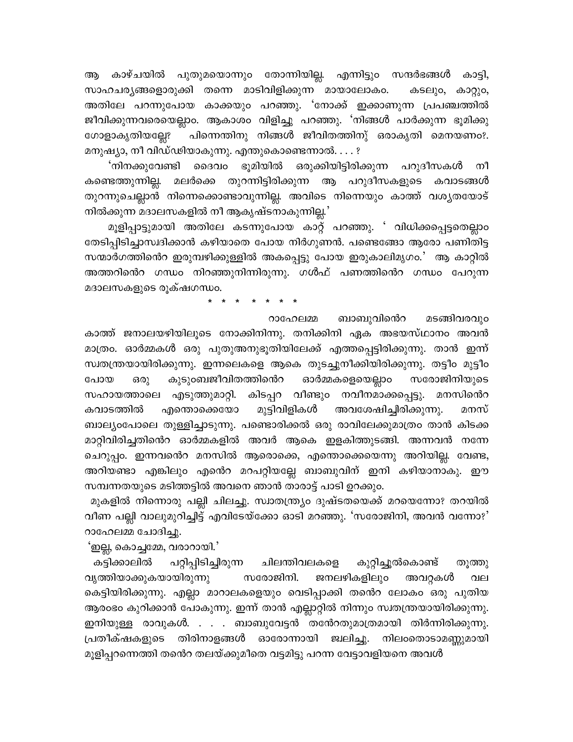ആ കാഴ്ചയിൽ പുതുമയൊന്നും തോന്നിയില്ല. എന്നിട്ടും സന്ദർഭങ്ങൾ കാട്ടി, സാഹചര്യങ്ങളൊരുക്കി തന്നെ മാടിവിളിക്കുന്ന മായാലോകം. കടലും, കാറ്റും, അതിലേ പറന്നുപോയ കാക്കയും പറഞ്ഞു. 'നോക്ക് ഇക്കാണുന്ന പ്രപഞ്ചത്തിൽ ജീവിക്കുന്നവരെയെല്ലാം. ആകാശം വിളിച്ചു പറഞ്ഞു. 'നിങ്ങൾ പാർക്കുന്ന ഭൂമിക്കു ഗോളാകൃതിയല്ലേ? പിന്നെന്തിനു നിങ്ങൾ ജീവിതത്തിന് ഒരാകൃതി മെനയണം?. മനുഷ്യാ, നീ വിഡ്ഢിയാകുന്നു. എന്തുകൊണ്ടെന്നാൽ. . . . ?

'നിനക്കുവേണ്ടി ദൈവം ഭൂമിയിൽ ഒരുക്കിയിട്ടിരിക്കുന്ന പറുദീസകൾ നീ കണ്ടെത്തുന്നില്ല. മലർക്കെ തുറന്നിട്ടിരിക്കുന്ന ആ പറുദീസകളുടെ കവാടങ്ങൾ തുറന്നുചെല്ലാൻ നിന്നെക്കൊണ്ടാവുന്നില്ല. അവിടെ നിന്നെയും കാത്ത് വശ്യതയോട് നിൽക്കുന്ന മദാലസകളിൽ നീ ആകൃഷ്ടനാകുന്നില്ല.'

മൂളിപ്പാട്ടുമായി അതിലേ കടന്നുപോയ കാറ്റ് പറഞ്ഞു. ' വിധിക്കപ്പെട്ടതെല്ലാം തേടിപ്പിടിച്ചാസ്വദിക്കാൻ കഴിയാതെ പോയ നിർഗുണൻ. പണ്ടെങ്ങോ ആരോ പണിതിട്ട സന്മാർഗത്തിൻെറ ഇരുമ്പഴിക്കുള്ളിൽ അകപ്പെട്ടു പോയ ഇരുകാലിമൃഗം.' ആ കാറ്റിൽ അത്തറിൻെറ ഗന്ധം നിറഞ്ഞുനിന്നിരുന്നു. ഗൾഫ് പണത്തിൻെറ ഗന്ധം പേറുന്ന മദാലസകളുടെ രൂക്ഷഗന്ധം.

\* \* \* \* \* \* \*

റാഹേലമ്മ ബാബുവിൻെറ മടങ്ങിവരവും കാത്ത് ജനാലയഴിയിലൂടെ നോക്കിനിന്നു. തനിക്കിനി ഏക അഭയസ്ഥാനം അവൻ മാത്രം. ഓർമ്മകൾ ഒരു പുതുഅനുഭൂതിയിലേക്ക് എത്തപ്പെട്ടിരിക്കുന്നു. താൻ ഇന്ന് സ്വതന്ത്രയായിരിക്കുന്നു. ഇന്നലെകളെ ആകെ തുടച്ചുനീക്കിയിരിക്കുന്നു. തട്ടീം മുട്ടീം പോയ ഒരു കുടുംബജീവിതത്തിൻെറ ഓർമ്മകളെയെല്ലാം സരോജിനിയുടെ സഹായത്താലെ എടുത്തുമാറ്റി. കിടപ്പറ വീണ്ടും നവീനമാക്കപ്പെട്ടു. മനസിൻെറ കവാടത്തിൽ എന്തൊക്കെയോ മുട്ടിവിളികൾ അവശേഷിച്ചിരിക്കുന്നു. മനസ് ബാല്യംപോലെ തുള്ളിച്ചാടുന്നു. പണ്ടൊരിക്കൽ ഒരു രാവിലേക്കുമാത്രം താൻ കിടക്ക മാറ്റിവിരിച്ചതിൻെറ ഓർമ്മകളിൽ അവർ ആകെ ഇളകിത്തുടങ്ങി. അന്നവൻ നന്നേ ചെറുപ്പം. ഇന്നവൻെറ മനസിൽ ആരൊക്കെ, എന്തൊക്കെയെന്നു അറിയില്ല. വേണ്ട, അറിയണ്ടാ എങ്കിലും എൻെറ മറപറ്റിയല്ലേ ബാബുവിന് ഇനി കഴിയാനാകൂ. ഈ സമ്പന്നതയുടെ മടിത്തട്ടിൽ അവനെ ഞാൻ താരാട്ട് പാടി ഉറക്കും.

മുകളിൽ നിന്നൊരു പല്ലി ചിലച്ചു. സ്വാതന്ത്ര്യം ദുഷ്ടതയെക്ക് മറയെന്നോ? തറയിൽ വീണ പല്ലി വാലുമുറിച്ചിട്ട് എവിടേയ്ക്കോ ഓടി മറഞ്ഞു. 'സരോജിനി, അവൻ വന്നോ?' റാഹേലമ്മ ചോദിച്ചു.

'ഇല്ല, കൊച്ചമ്മേ, വരാറായി.'

കട്ടിക്കാലിൽ പറ്റിപ്പിടിച്ചിരുന്ന ചിലന്തിവലകളെ കുറ്റിച്ചൂൽകൊണ്ട് തൂത്തു വൃത്തിയാക്കുകയായിരുന്നു സരോജിനി. ജനലഴികളിലും അവറ്റകൾ വല കെട്ടിയിരിക്കുന്നു. എല്ലാ മാറാലകളെയും വെടിപ്പാക്കി തൻെറ ലോകം ഒരു പുതിയ ആരംഭം കുറിക്കാൻ പോകുന്നു. ഇന്ന് താൻ എല്ലാറ്റിൽ നിന്നും സ്വതന്ത്രയായിരിക്കുന്നു. ഇനിയുള്ള രാവുകൾ. . . . ബാബുവേട്ടൻ തൻേതുമാത്രമായി തീർന്നിരിക്കുന്നു. പ്രതീക്ഷകളുടെ തിരിനാളങ്ങൾ ഓരോന്നായി ജ്വലിച്ചു. നിലംതൊടാമണ്ണുമായി മൂളിപ്പറന്നെത്തി തൻെറ തലയ്ക്കുമീതെ വട്ടമിട്ടു പറന്ന വേട്ടാവളിയനെ അവൾ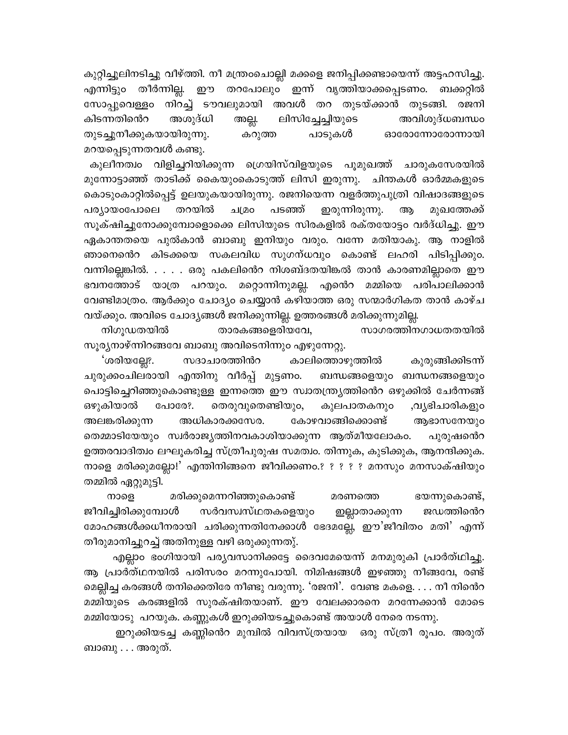കുറ്റിച്ചൂലിനടിച്ചു വീഴ്ത്തി. നീ മന്ത്രംചൊല്ലി മക്കളെ ജനിപ്പിക്കണ്ടായെന്ന് അട്ടഹസിച്ചു. എന്നിട്ടും തീർന്നില്ല. ഈ തറപോലും ഇന്ന് വൃത്തിയാക്കപ്പെടണം. ബക്കറ്റിൽ സോപ്പുവെള്ളം നിറച്ച് ടൗവലുമായി അവൾ തറ തുടയ്ക്കാൻ തുടങ്ങി. രജനി കിടന്നതിൻെറ അശുദ്ധി അല്ല. ലിസിച്ചേച്ചിയുടെ അവിശുദ്ധബന്ധം തുടച്ചുനീക്കുകയായിരുന്നു. കറുത്ത പാടുകൾ ഓരോന്നോരോന്നായി മറയപ്പെടുന്നതവൾ കണ്ടു.

കുലീനത്വം വിളിച്ചറിയിക്കുന്ന ഗ്രെയിസ്‌വിളയുടെ പൂമുഖത്ത് ചാരുകസേരയിൽ മുന്നോട്ടാഞ്ഞ് താടിക്ക് കൈയുംകൊടുത്ത് ലിസി ഇരുന്നു. ചിന്തകൾ ഓർമ്മകളുടെ കൊടുംകാറ്റിൽപ്പെട്ട് ഉലയുകയായിരുന്നു. രജനിയെന്ന വളർത്തുപുത്രി വിഷാദങ്ങളുടെ പര്യായംപോലെ തറയിൽ ചമ്രം പടഞ്ഞ് ഇരുന്നിരുന്നു. ആ മുഖത്തേക്ക് സൂക്ഷിച്ചുനോക്കുമ്പോളൊക്കെ ലിസിയുടെ സിരകളിൽ രക്തയോട്ടം വർദ്ധിച്ചു. ഈ ഏകാന്തതയെ പുൽകാൻ ബാബു ഇനിയും വരും. വന്നേ മതിയാകു. ആ നാളിൽ ഞാനെൻെറ കിടക്കയെ സകലവിധ സുഗന്ധവും കൊണ്ട് ലഹരി പിടിപ്പിക്കും. വന്നില്ലെങ്കിൽ. . . . . ഒരു പകലിൻെറ നിശബ്ദതയിങ്കൽ താൻ കാരണമില്ലാതെ ഈ ഭവനത്തോട് യാത്ര പറയും. മറ്റൊന്നിനുമല്ല. എൻെറ മമ്മിയെ പരിപാലിക്കാൻ വേണ്ടിമാത്രം. ആർക്കും ചോദ്യം ചെയ്യാൻ കഴിയാത്ത ഒരു സന്മാർഗികത താൻ കാഴ്ച വയ്ക്കും. അവിടെ ചോദ്യങ്ങൾ ജനിക്കുന്നില്ല. ഉത്തരങ്ങൾ മരിക്കുന്നുമില്ല.

നിഗൂഢതയിൽ താരകങ്ങളെരിയവേ, സാഗരത്തിനഗാധതയിൽ സൂര്യനാഴ്ന്നിറങ്ങവേ ബാബു അവിടെനിന്നും എഴുന്നേറ്റു.

'ശരിയല്ലേ?. സദാചാരത്തിൻെറ കാലിത്തൊഴുത്തിൽ കുരുങ്ങിക്കിടന്ന് ചുരുക്കംചിലരായി എന്തിനു വീർപ്പ് മുട്ടണം. ബന്ധങ്ങളെയും ബന്ധനങ്ങളെയും പൊട്ടിച്ചെറിഞ്ഞുകൊണ്ടുള്ള ഇന്നത്തെ ഈ സ്വാതന്ത്ര്യത്തിൻെറ ഒഴുക്കിൽ ചേർന്നങ്ങ് ഒഴുകിയാൽ പോരേ?. തെരുവുതെണ്ടിയും, കുലപാതകനും ,വ്യഭിചാരികളും അലങ്കരിക്കുന്ന അധികാരക്കസേര. കോഴവാങ്ങിക്കൊണ്ട് ആഭാസനേയും തെമ്മാടിയേയും സ്വർരാജ്യത്തിനവകാശിയാക്കുന്ന ആത്മീയലോകം. പുരുഷൻെറ ഉത്തരവാദിത്വം ലഘൂകരിച്ച സ്ത്രീപുരുഷ സമത്വം. തിന്നുക, കുടിക്കുക, ആനന്ദിക്കുക. നാളെ മരിക്കുമല്ലോ!' എന്തിനിങ്ങനെ ജീവിക്കണം.? ? ? ? ? മനസും മനസാക്ഷിയും തമ്മിൽ ഏറ്റുമുട്ടി.

നാളെ മരിക്കുമെന്നറിഞ്ഞുകൊണ്ട് മരണത്തെ ഭയന്നുകൊണ്ട്, ജീവിച്ചിരിക്കുമ്പോൾ സർവസ്വസ്ഥതകളെയും ഇല്ലാതാക്കുന്ന ജഡത്തിൻെറ മോഹങ്ങൾക്കധീനരായി ചരിക്കുന്നതിനേക്കാൾ ഭേദമല്ലേ, ഈ'ജീവിതം മതി' എന്ന് തീരുമാനിച്ചുറച്ച് അതിനുള്ള വഴി ഒരുക്കുന്നത്.

എല്ലാം ഭംഗിയായി പര്യവസാനിക്കട്ടേ ദൈവമേയെന്ന് മനമുരുകി പ്രാർത്ഥിച്ചു. ആ പ്രാർത്ഥനയിൽ പരിസരം മറന്നുപോയി. നിമിഷങ്ങൾ ഇഴഞ്ഞു നീങ്ങവേ, രണ്ട് മെല്ലിച്ച കരങ്ങൾ തനിക്കെതിരേ നീണ്ടു വരുന്നു. 'രജനി'. വേണ്ട മകളെ. . . . നീ നിൻെറ മമ്മിയുടെ കരങ്ങളിൽ സുരക്ഷിതയാണ്. ഈ വേലക്കാരനെ മറന്നേക്കാൻ മോടെ മമ്മിയോടു പറയുക. കണ്ണുകൾ ഇറുക്കിയടച്ചുകൊണ്ട് അയാൾ നേരെ നടന്നു.

ഇറുക്കിയടച്ച കണ്ണിൻെറ മുമ്പിൽ വിവസ്ത്രയായ ഒരു സ്ത്രീ രൂപം. അരുത് ബാബു . . . അരുത്.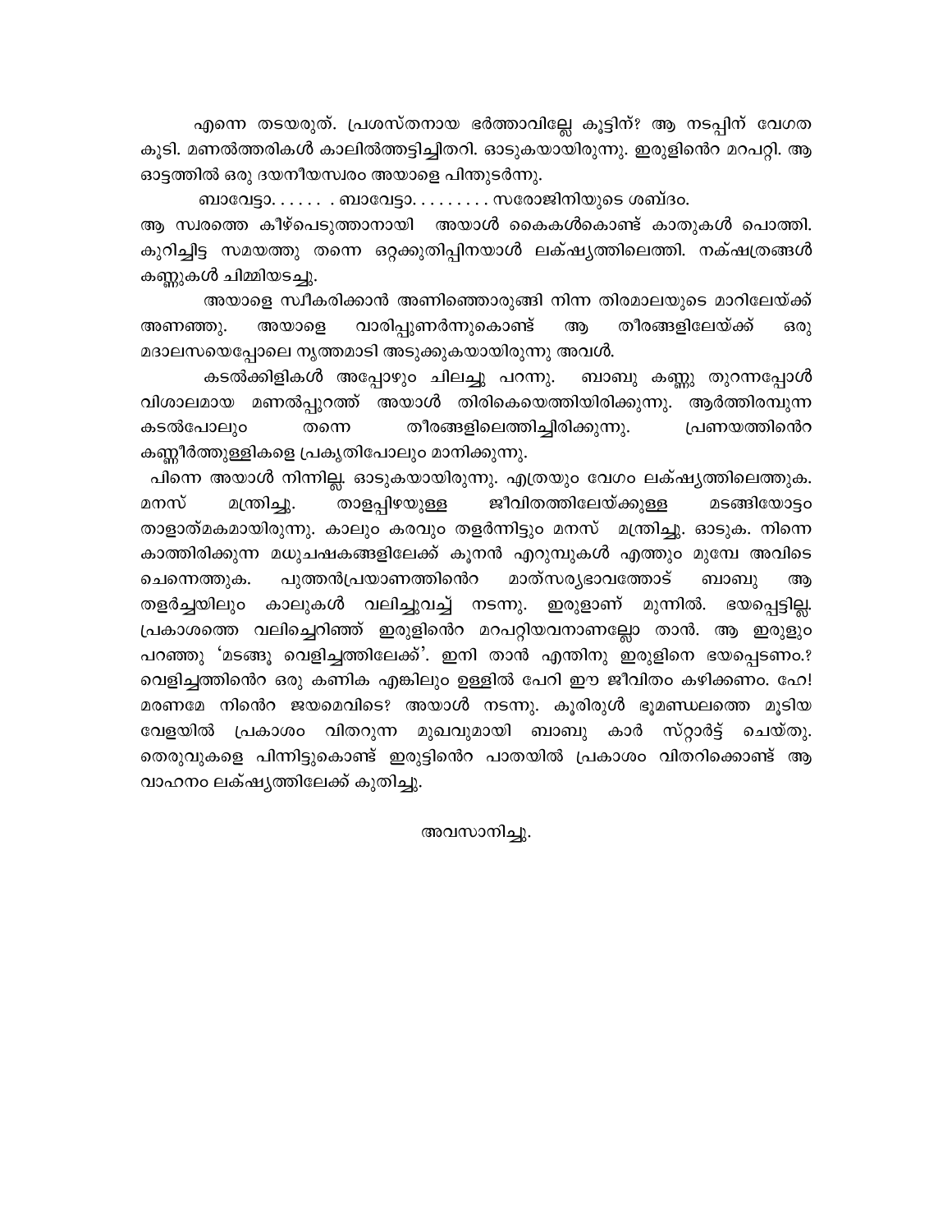എന്നെ തടയരുത്. പ്രശസ്തനായ ഭർത്താവില്ലേ കൂട്ടിന്? ആ നടപ്പിന് വേഗത കൂടി. മണൽത്തരികൾ കാലിൽത്തട്ടിച്ചിതറി. ഓടുകയായിരുന്നു. ഇരുളിൻെറ മറപറ്റി. ആ ഓട്ടത്തിൽ ഒരു ദയനീയസ്വരം അയാളെ പിന്തുടർന്നു.

ബാവേട്ടാ. . . . . . . ബാവേട്ടാ. . . . . . . . . സരോജിനിയുടെ ശബ്ദം.

ആ സ്വരത്തെ കീഴ്പെടുത്താനായി അയാൾ കൈകൾകൊണ്ട് കാതുകൾ പൊത്തി. കുറിച്ചിട്ട സമയത്തു തന്നെ ഒറ്റക്കുതിപ്പിനയാൾ ലക്ഷ്യത്തിലെത്തി. നക്ഷത്രങ്ങൾ കണ്ണുകൾ ചിമ്മിയടച്ചു.

അയാളെ സ്വീകരിക്കാൻ അണിഞ്ഞൊരുങ്ങി നിന്ന തിരമാലയുടെ മാറിലേയ്ക്ക് അണഞ്ഞു. അയാളെ വാരിപ്പുണർന്നുകൊണ്ട് ആ തീരങ്ങളിലേയ്ക്ക് ഒരു മദാലസയെപ്പോലെ നൃത്തമാടി അടുക്കുകയായിരുന്നു അവൾ.

കടൽക്കിളികൾ അപ്പോഴും ചിലച്ചു പറന്നു. ബാബു കണ്ണു തുറന്നപ്പോൾ വിശാലമായ മണൽപ്പുറത്ത് അയാൾ തിരികെയെത്തിയിരിക്കുന്നു. ആർത്തിരമ്പുന്ന കടൽപോലും തന്നെ തീരങ്ങളിലെത്തിച്ചിരിക്കുന്നു. പ്രണയത്തിൻെറ കണ്ണീർത്തുള്ളികളെ പ്രകൃതിപോലും മാനിക്കുന്നു.

പിന്നെ അയാൾ നിന്നില്ല. ഓടുകയായിരുന്നു. എത്രയും വേഗം ലക്ഷ്യത്തിലെത്തുക. മനസ് മന്ത്രിച്ചു. താളപ്പിഴയുള്ള ജീവിതത്തിലേയ്ക്കുള്ള മടങ്ങിയോട്ടം താളാത്മകമായിരുന്നു. കാലും കരവും തളർന്നിട്ടും മനസ് മന്ത്രിച്ചു. ഓടുക. നിന്നെ കാത്തിരിക്കുന്ന മധുചഷകങ്ങളിലേക്ക് കൂനൻ എറുമ്പുകൾ എത്തും മുമ്പേ അവിടെ ചെന്നെത്തുക. പുത്തൻപ്രയാണത്തിൻെറ മാത്സര്യഭാവത്തോട് ബാബു ആ തളർച്ചയിലും കാലുകൾ വലിച്ചുവച്ച് നടന്നു. ഇരുളാണ് മുന്നിൽ. ഭയപ്പെട്ടില്ല. പ്രകാശത്തെ വലിച്ചെറിഞ്ഞ് ഇരുളിൻെറ മറപറ്റിയവനാണല്ലോ താൻ. ആ ഇരുളും പറഞ്ഞു 'മടങ്ങൂ വെളിച്ചത്തിലേക്ക്'. ഇനി താൻ എന്തിനു ഇരുളിനെ ഭയപ്പെടണം.? വെളിച്ചത്തിൻെറ ഒരു കണിക എങ്കിലും ഉള്ളിൽ പേറി ഈ ജീവിതം കഴിക്കണം. ഹേ! മരണമേ നിൻെറ ജയമെവിടെ? അയാൾ നടന്നു. കൂരിരുൾ ഭൂമണ്ഡലത്തെ മൂടിയ വേളയിൽ പ്രകാശം വിതറുന്ന മുഖവുമായി ബാബു കാർ സ്റ്റാർട്ട് ചെയ്തു. തെരുവുകളെ പിന്നിട്ടുകൊണ്ട് ഇരുട്ടിൻെറ പാതയിൽ പ്രകാശം വിതറിക്കൊണ്ട് ആ വാഹനം ലക്ഷ്യത്തിലേക്ക് കുതിച്ചു.

അവസാനിച്ചു.